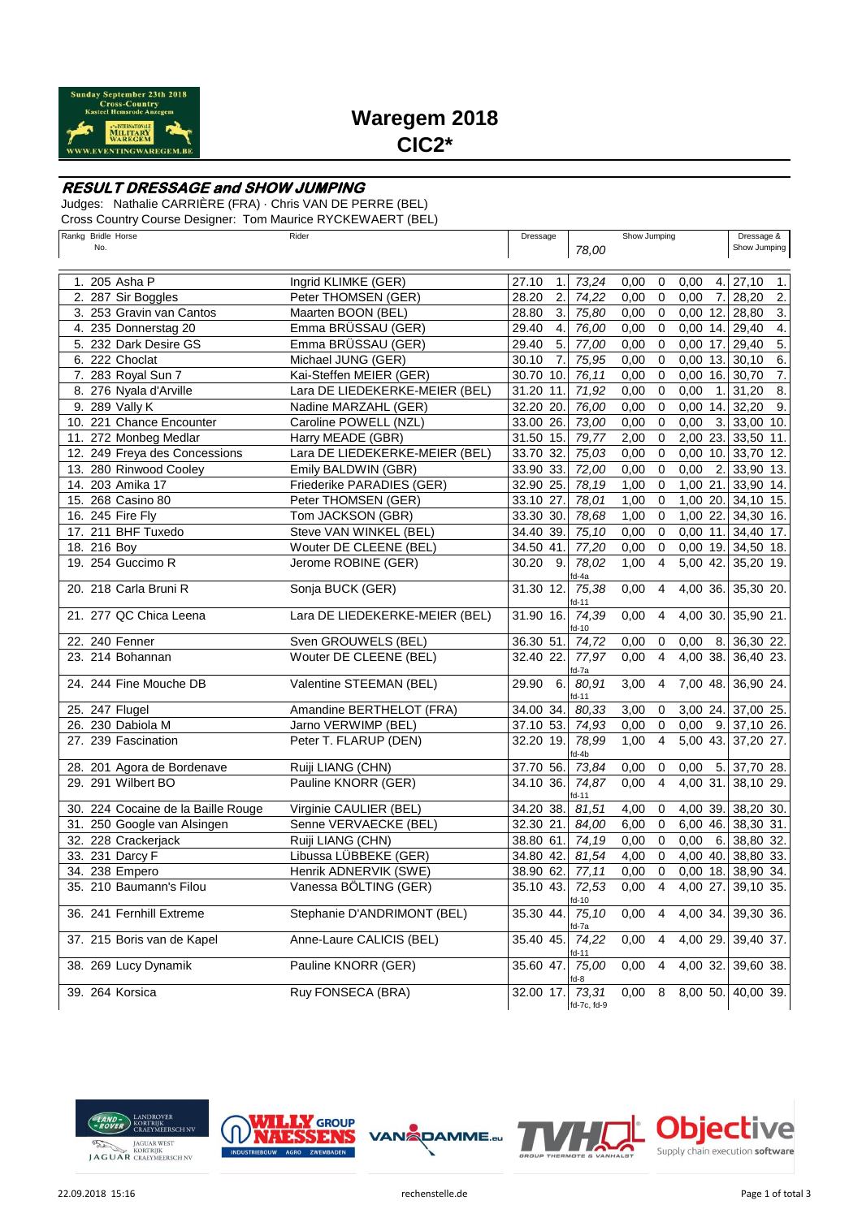# Waregem 2018
## CIC2*

### RESULT DRESSAGE and SHOW JUMPING

Judges: Nathalie CARRIÈRE (FRA) · Chris VAN DE PERRE (BEL)
Cross Country Course Designer: Tom Maurice RYCKEWAERT (BEL)

| Rankg | Bridle No. | Horse | Rider | Dressage | | Show Jumping 78,00 | | | | | Dressage & Show Jumping | |
|---|---|---|---|---|---|---|---|---|---|---|---|---|
| 1. | 205 | Asha P | Ingrid KLIMKE (GER) | 27.10 | 1. | 73,24 | 0,00 | 0 | 0,00 | 4. | 27,10 | 1. |
| 2. | 287 | Sir Boggles | Peter THOMSEN (GER) | 28.20 | 2. | 74,22 | 0,00 | 0 | 0,00 | 7. | 28,20 | 2. |
| 3. | 253 | Gravin van Cantos | Maarten BOON (BEL) | 28.80 | 3. | 75,80 | 0,00 | 0 | 0,00 | 12. | 28,80 | 3. |
| 4. | 235 | Donnerstag 20 | Emma BRÜSSAU (GER) | 29.40 | 4. | 76,00 | 0,00 | 0 | 0,00 | 14. | 29,40 | 4. |
| 5. | 232 | Dark Desire GS | Emma BRÜSSAU (GER) | 29.40 | 5. | 77,00 | 0,00 | 0 | 0,00 | 17. | 29,40 | 5. |
| 6. | 222 | Choclat | Michael JUNG (GER) | 30.10 | 7. | 75,95 | 0,00 | 0 | 0,00 | 13. | 30,10 | 6. |
| 7. | 283 | Royal Sun 7 | Kai-Steffen MEIER (GER) | 30.70 | 10. | 76,11 | 0,00 | 0 | 0,00 | 16. | 30,70 | 7. |
| 8. | 276 | Nyala d'Arville | Lara DE LIEDEKERKE-MEIER (BEL) | 31.20 | 11. | 71,92 | 0,00 | 0 | 0,00 | 1. | 31,20 | 8. |
| 9. | 289 | Vally K | Nadine MARZAHL (GER) | 32.20 | 20. | 76,00 | 0,00 | 0 | 0,00 | 14. | 32,20 | 9. |
| 10. | 221 | Chance Encounter | Caroline POWELL (NZL) | 33.00 | 26. | 73,00 | 0,00 | 0 | 0,00 | 3. | 33,00 | 10. |
| 11. | 272 | Monbeg Medlar | Harry MEADE (GBR) | 31.50 | 15. | 79,77 | 2,00 | 0 | 2,00 | 23. | 33,50 | 11. |
| 12. | 249 | Freya des Concessions | Lara DE LIEDEKERKE-MEIER (BEL) | 33.70 | 32. | 75,03 | 0,00 | 0 | 0,00 | 10. | 33,70 | 12. |
| 13. | 280 | Rinwood Cooley | Emily BALDWIN (GBR) | 33.90 | 33. | 72,00 | 0,00 | 0 | 0,00 | 2. | 33,90 | 13. |
| 14. | 203 | Amika 17 | Friederike PARADIES (GER) | 32.90 | 25. | 78,19 | 1,00 | 0 | 1,00 | 21. | 33,90 | 14. |
| 15. | 268 | Casino 80 | Peter THOMSEN (GER) | 33.10 | 27. | 78,01 | 1,00 | 0 | 1,00 | 20. | 34,10 | 15. |
| 16. | 245 | Fire Fly | Tom JACKSON (GBR) | 33.30 | 30. | 78,68 | 1,00 | 0 | 1,00 | 22. | 34,30 | 16. |
| 17. | 211 | BHF Tuxedo | Steve VAN WINKEL (BEL) | 34.40 | 39. | 75,10 | 0,00 | 0 | 0,00 | 11. | 34,40 | 17. |
| 18. | 216 | Boy | Wouter DE CLEENE (BEL) | 34.50 | 41. | 77,20 | 0,00 | 0 | 0,00 | 19. | 34,50 | 18. |
| 19. | 254 | Guccimo R | Jerome ROBINE (GER) | 30.20 | 9. | 78,02 fd-4a | 1,00 | 4 | 5,00 | 42. | 35,20 | 19. |
| 20. | 218 | Carla Bruni R | Sonja BUCK (GER) | 31.30 | 12. | 75,38 fd-11 | 0,00 | 4 | 4,00 | 36. | 35,30 | 20. |
| 21. | 277 | QC Chica Leena | Lara DE LIEDEKERKE-MEIER (BEL) | 31.90 | 16. | 74,39 fd-10 | 0,00 | 4 | 4,00 | 30. | 35,90 | 21. |
| 22. | 240 | Fenner | Sven GROUWELS (BEL) | 36.30 | 51. | 74,72 | 0,00 | 0 | 0,00 | 8. | 36,30 | 22. |
| 23. | 214 | Bohannan | Wouter DE CLEENE (BEL) | 32.40 | 22. | 77,97 fd-7a | 0,00 | 4 | 4,00 | 38. | 36,40 | 23. |
| 24. | 244 | Fine Mouche DB | Valentine STEEMAN (BEL) | 29.90 | 6. | 80,91 fd-11 | 3,00 | 4 | 7,00 | 48. | 36,90 | 24. |
| 25. | 247 | Flugel | Amandine BERTHELOT (FRA) | 34.00 | 34. | 80,33 | 3,00 | 0 | 3,00 | 24. | 37,00 | 25. |
| 26. | 230 | Dabiola M | Jarno VERWIMP (BEL) | 37.10 | 53. | 74,93 | 0,00 | 0 | 0,00 | 9. | 37,10 | 26. |
| 27. | 239 | Fascination | Peter T. FLARUP (DEN) | 32.20 | 19. | 78,99 fd-4b | 1,00 | 4 | 5,00 | 43. | 37,20 | 27. |
| 28. | 201 | Agora de Bordenave | Ruiji LIANG (CHN) | 37.70 | 56. | 73,84 | 0,00 | 0 | 0,00 | 5. | 37,70 | 28. |
| 29. | 291 | Wilbert BO | Pauline KNORR (GER) | 34.10 | 36. | 74,87 fd-11 | 0,00 | 4 | 4,00 | 31. | 38,10 | 29. |
| 30. | 224 | Cocaine de la Baille Rouge | Virginie CAULIER (BEL) | 34.20 | 38. | 81,51 | 4,00 | 0 | 4,00 | 39. | 38,20 | 30. |
| 31. | 250 | Google van Alsingen | Senne VERVAECKE (BEL) | 32.30 | 21. | 84,00 | 6,00 | 0 | 6,00 | 46. | 38,30 | 31. |
| 32. | 228 | Crackerjack | Ruiji LIANG (CHN) | 38.80 | 61. | 74,19 | 0,00 | 0 | 0,00 | 6. | 38,80 | 32. |
| 33. | 231 | Darcy F | Libussa LÜBBEKE (GER) | 34.80 | 42. | 81,54 | 4,00 | 0 | 4,00 | 40. | 38,80 | 33. |
| 34. | 238 | Empero | Henrik ADNERVIK (SWE) | 38.90 | 62. | 77,11 | 0,00 | 0 | 0,00 | 18. | 38,90 | 34. |
| 35. | 210 | Baumann's Filou | Vanessa BÖLTING (GER) | 35.10 | 43. | 72,53 fd-10 | 0,00 | 4 | 4,00 | 27. | 39,10 | 35. |
| 36. | 241 | Fernhill Extreme | Stephanie D'ANDRIMONT (BEL) | 35.30 | 44. | 75,10 fd-7a | 0,00 | 4 | 4,00 | 34. | 39,30 | 36. |
| 37. | 215 | Boris van de Kapel | Anne-Laure CALICIS (BEL) | 35.40 | 45. | 74,22 fd-11 | 0,00 | 4 | 4,00 | 29. | 39,40 | 37. |
| 38. | 269 | Lucy Dynamik | Pauline KNORR (GER) | 35.60 | 47. | 75,00 fd-8 | 0,00 | 4 | 4,00 | 32. | 39,60 | 38. |
| 39. | 264 | Korsica | Ruy FONSECA (BRA) | 32.00 | 17. | 73,31 fd-7c, fd-9 | 0,00 | 8 | 8,00 | 50. | 40,00 | 39. |

22.09.2018 15:16 rechenstelle.de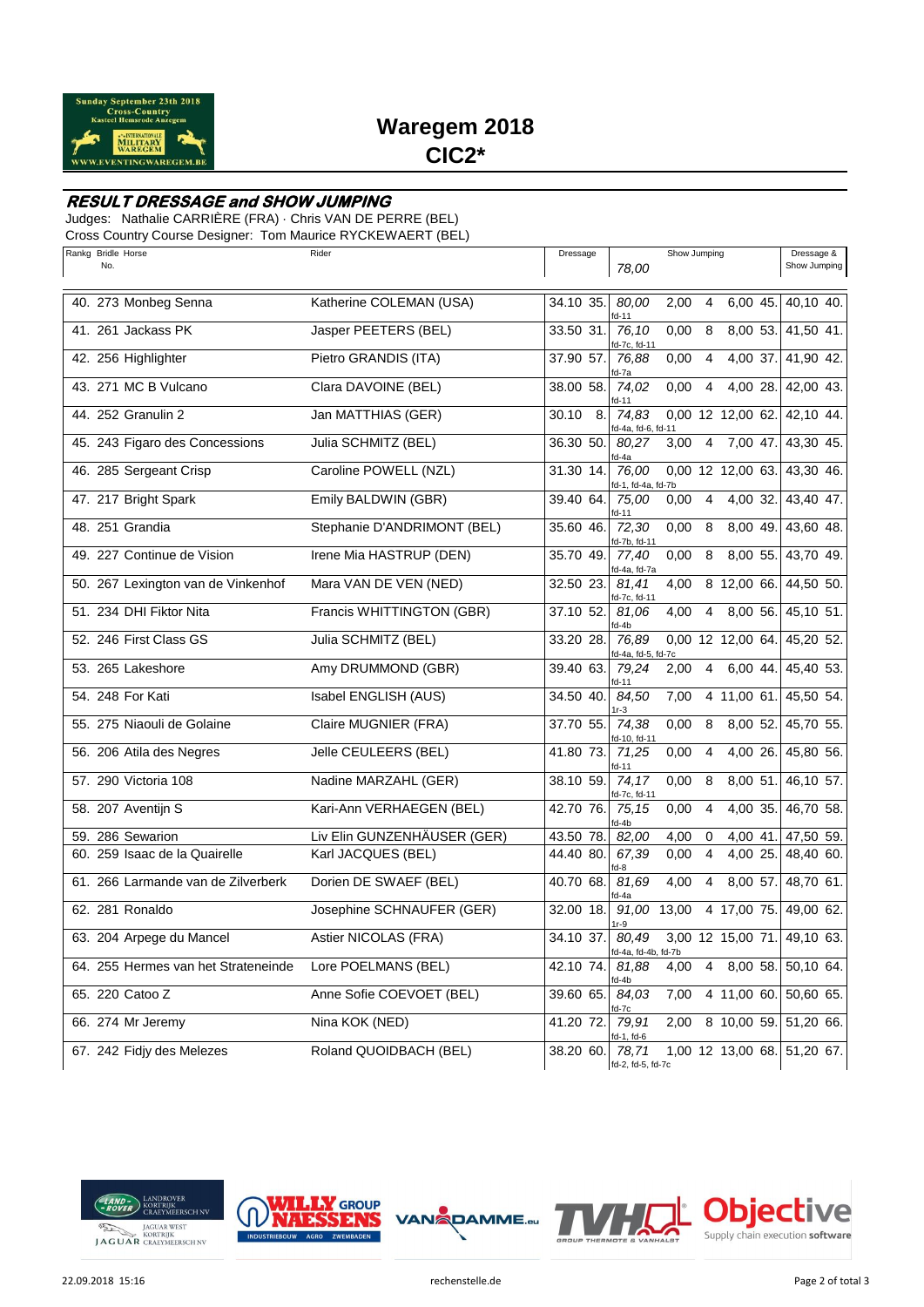# Waregem 2018

## CIC2*

### RESULT DRESSAGE and SHOW JUMPING

Judges: Nathalie CARRIÈRE (FRA) · Chris VAN DE PERRE (BEL)
Cross Country Course Designer: Tom Maurice RYCKEWAERT (BEL)

| Rankg | Bridle No. | Horse | Rider | Dressage | | Show Jumping 78,00 | | | | | Dressage & Show Jumping | |
|---|---|---|---|---|---|---|---|---|---|---|---|---|
| 40. | 273 | Monbeg Senna | Katherine COLEMAN (USA) | 34.10 | 35. | 80,00 fd-11 | 2,00 | 4 | 6,00 | 45. | 40,10 | 40. |
| 41. | 261 | Jackass PK | Jasper PEETERS (BEL) | 33.50 | 31. | 76,10 fd-7c, fd-11 | 0,00 | 8 | 8,00 | 53. | 41,50 | 41. |
| 42. | 256 | Highlighter | Pietro GRANDIS (ITA) | 37.90 | 57. | 76,88 fd-7a | 0,00 | 4 | 4,00 | 37. | 41,90 | 42. |
| 43. | 271 | MC B Vulcano | Clara DAVOINE (BEL) | 38.00 | 58. | 74,02 fd-11 | 0,00 | 4 | 4,00 | 28. | 42,00 | 43. |
| 44. | 252 | Granulin 2 | Jan MATTHIAS (GER) | 30.10 | 8. | 74,83 fd-4a, fd-6, fd-11 | 0,00 | 12 | 12,00 | 62. | 42,10 | 44. |
| 45. | 243 | Figaro des Concessions | Julia SCHMITZ (BEL) | 36.30 | 50. | 80,27 fd-4a | 3,00 | 4 | 7,00 | 47. | 43,30 | 45. |
| 46. | 285 | Sergeant Crisp | Caroline POWELL (NZL) | 31.30 | 14. | 76,00 fd-1, fd-4a, fd-7b | 0,00 | 12 | 12,00 | 63. | 43,30 | 46. |
| 47. | 217 | Bright Spark | Emily BALDWIN (GBR) | 39.40 | 64. | 75,00 fd-11 | 0,00 | 4 | 4,00 | 32. | 43,40 | 47. |
| 48. | 251 | Grandia | Stephanie D'ANDRIMONT (BEL) | 35.60 | 46. | 72,30 fd-7b, fd-11 | 0,00 | 8 | 8,00 | 49. | 43,60 | 48. |
| 49. | 227 | Continue de Vision | Irene Mia HASTRUP (DEN) | 35.70 | 49. | 77,40 fd-4a, fd-7a | 0,00 | 8 | 8,00 | 55. | 43,70 | 49. |
| 50. | 267 | Lexington van de Vinkenhof | Mara VAN DE VEN (NED) | 32.50 | 23. | 81,41 fd-7c, fd-11 | 4,00 | 8 | 12,00 | 66. | 44,50 | 50. |
| 51. | 234 | DHI Fiktor Nita | Francis WHITTINGTON (GBR) | 37.10 | 52. | 81,06 fd-4b | 4,00 | 4 | 8,00 | 56. | 45,10 | 51. |
| 52. | 246 | First Class GS | Julia SCHMITZ (BEL) | 33.20 | 28. | 76,89 fd-4a, fd-5, fd-7c | 0,00 | 12 | 12,00 | 64. | 45,20 | 52. |
| 53. | 265 | Lakeshore | Amy DRUMMOND (GBR) | 39.40 | 63. | 79,24 fd-11 | 2,00 | 4 | 6,00 | 44. | 45,40 | 53. |
| 54. | 248 | For Kati | Isabel ENGLISH (AUS) | 34.50 | 40. | 84,50 1r-3 | 7,00 | 4 | 11,00 | 61. | 45,50 | 54. |
| 55. | 275 | Niaouli de Golaine | Claire MUGNIER (FRA) | 37.70 | 55. | 74,38 fd-10, fd-11 | 0,00 | 8 | 8,00 | 52. | 45,70 | 55. |
| 56. | 206 | Atila des Negres | Jelle CEULEERS (BEL) | 41.80 | 73. | 71,25 fd-11 | 0,00 | 4 | 4,00 | 26. | 45,80 | 56. |
| 57. | 290 | Victoria 108 | Nadine MARZAHL (GER) | 38.10 | 59. | 74,17 fd-7c, fd-11 | 0,00 | 8 | 8,00 | 51. | 46,10 | 57. |
| 58. | 207 | Aventijn S | Kari-Ann VERHAEGEN (BEL) | 42.70 | 76. | 75,15 fd-4b | 0,00 | 4 | 4,00 | 35. | 46,70 | 58. |
| 59. | 286 | Sewarion | Liv Elin GUNZENHÄUSER (GER) | 43.50 | 78. | 82,00 | 4,00 | 0 | 4,00 | 41. | 47,50 | 59. |
| 60. | 259 | Isaac de la Quairelle | Karl JACQUES (BEL) | 44.40 | 80. | 67,39 fd-8 | 0,00 | 4 | 4,00 | 25. | 48,40 | 60. |
| 61. | 266 | Larmande van de Zilverberk | Dorien DE SWAEF (BEL) | 40.70 | 68. | 81,69 fd-4a | 4,00 | 4 | 8,00 | 57. | 48,70 | 61. |
| 62. | 281 | Ronaldo | Josephine SCHNAUFER (GER) | 32.00 | 18. | 91,00 1r-9 | 13,00 | 4 | 17,00 | 75. | 49,00 | 62. |
| 63. | 204 | Arpege du Mancel | Astier NICOLAS (FRA) | 34.10 | 37. | 80,49 fd-4a, fd-4b, fd-7b | 3,00 | 12 | 15,00 | 71. | 49,10 | 63. |
| 64. | 255 | Hermes van het Strateneinde | Lore POELMANS (BEL) | 42.10 | 74. | 81,88 fd-4b | 4,00 | 4 | 8,00 | 58. | 50,10 | 64. |
| 65. | 220 | Catoo Z | Anne Sofie COEVOET (BEL) | 39.60 | 65. | 84,03 fd-7c | 7,00 | 4 | 11,00 | 60. | 50,60 | 65. |
| 66. | 274 | Mr Jeremy | Nina KOK (NED) | 41.20 | 72. | 79,91 fd-1, fd-6 | 2,00 | 8 | 10,00 | 59. | 51,20 | 66. |
| 67. | 242 | Fidjy des Melezes | Roland QUOIDBACH (BEL) | 38.20 | 60. | 78,71 fd-2, fd-5, fd-7c | 1,00 | 12 | 13,00 | 68. | 51,20 | 67. |

22.09.2018 15:16 rechenstelle.de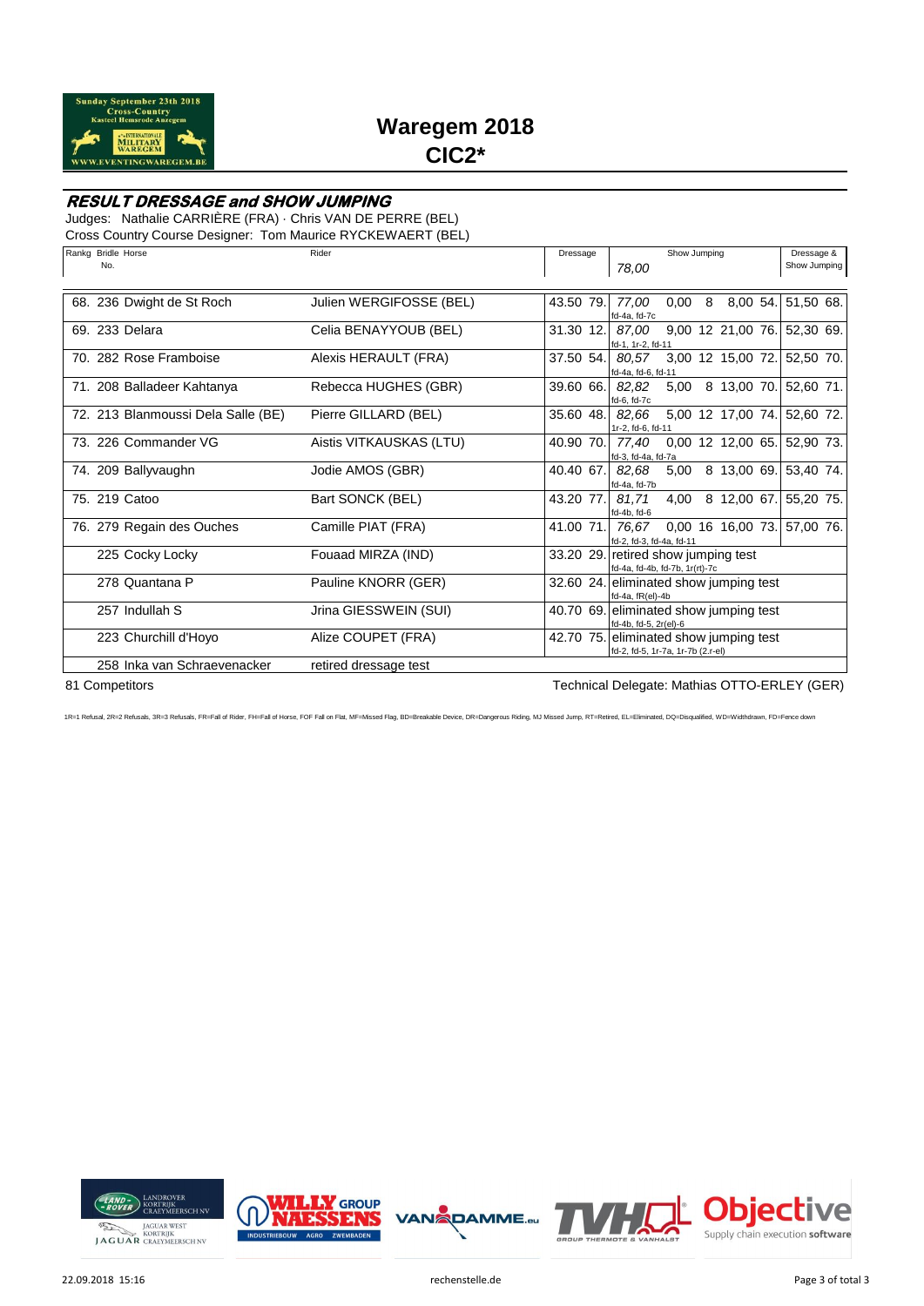# Waregem 2018
## CIC2*

### RESULT DRESSAGE and SHOW JUMPING

Judges: Nathalie CARRIÈRE (FRA) · Chris VAN DE PERRE (BEL)
Cross Country Course Designer: Tom Maurice RYCKEWAERT (BEL)

| Rankg | Bridle No. | Horse | Rider | Dressage | | Show Jumping 78,00 | | | | | Dressage & Show Jumping | |
|---|---|---|---|---|---|---|---|---|---|---|---|---|
| 68. | 236 | Dwight de St Roch | Julien WERGIFOSSE (BEL) | 43.50 | 79. | 77,00 fd-4a, fd-7c | 0,00 | 8 | 8,00 | 54. | 51,50 | 68. |
| 69. | 233 | Delara | Celia BENAYYOUB (BEL) | 31.30 | 12. | 87,00 fd-1, 1r-2, fd-11 | 9,00 | 12 | 21,00 | 76. | 52,30 | 69. |
| 70. | 282 | Rose Framboise | Alexis HERAULT (FRA) | 37.50 | 54. | 80,57 fd-4a, fd-6, fd-11 | 3,00 | 12 | 15,00 | 72. | 52,50 | 70. |
| 71. | 208 | Balladeer Kahtanya | Rebecca HUGHES (GBR) | 39.60 | 66. | 82,82 fd-6, fd-7c | 5,00 | 8 | 13,00 | 70. | 52,60 | 71. |
| 72. | 213 | Blanmoussi Dela Salle (BE) | Pierre GILLARD (BEL) | 35.60 | 48. | 82,66 1r-2, fd-6, fd-11 | 5,00 | 12 | 17,00 | 74. | 52,60 | 72. |
| 73. | 226 | Commander VG | Aistis VITKAUSKAS (LTU) | 40.90 | 70. | 77,40 fd-3, fd-4a, fd-7a | 0,00 | 12 | 12,00 | 65. | 52,90 | 73. |
| 74. | 209 | Ballyvaughn | Jodie AMOS (GBR) | 40.40 | 67. | 82,68 fd-4a, fd-7b | 5,00 | 8 | 13,00 | 69. | 53,40 | 74. |
| 75. | 219 | Catoo | Bart SONCK (BEL) | 43.20 | 77. | 81,71 fd-4b, fd-6 | 4,00 | 8 | 12,00 | 67. | 55,20 | 75. |
| 76. | 279 | Regain des Ouches | Camille PIAT (FRA) | 41.00 | 71. | 76,67 fd-2, fd-3, fd-4a, fd-11 | 0,00 | 16 | 16,00 | 73. | 57,00 | 76. |
| | 225 | Cocky Locky | Fouaad MIRZA (IND) | 33.20 | 29. | retired show jumping test fd-4a, fd-4b, fd-7b, 1r(rt)-7c | | | | | | |
| | 278 | Quantana P | Pauline KNORR (GER) | 32.60 | 24. | eliminated show jumping test fd-4a, fR(el)-4b | | | | | | |
| | 257 | Indullah S | Jrina GIESSWEIN (SUI) | 40.70 | 69. | eliminated show jumping test fd-4b, fd-5, 2r(el)-6 | | | | | | |
| | 223 | Churchill d'Hoyo | Alize COUPET (FRA) | 42.70 | 75. | eliminated show jumping test fd-2, fd-5, 1r-7a, 1r-7b (2.r-el) | | | | | | |
| | 258 | Inka van Schraevenacker | retired dressage test | | | | | | | | | |

81 Competitors

Technical Delegate: Mathias OTTO-ERLEY (GER)

1R=1 Refusal, 2R=2 Refusals, 3R=3 Refusals, FR=Fall of Rider, FH=Fall of Horse, FOF Fall on Flat, MF=Missed Flag, BD=Breakable Device, DR=Dangerous Riding, MJ Missed Jump, RT=Retired, EL=Eliminated, DQ=Disqualified, WD=Widthdrawn, FD=Fence down

22.09.2018 15:16 rechenstelle.de